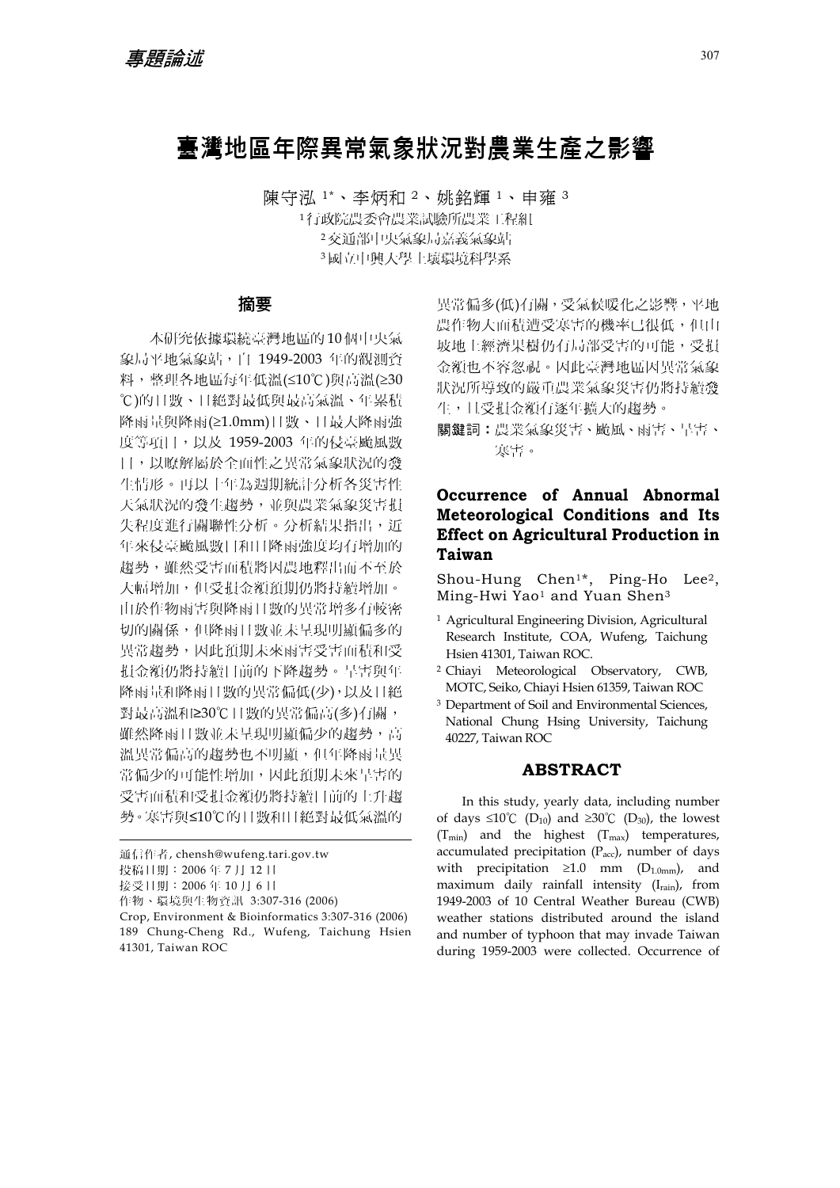專題論述

# 臺灣地區年際異常氣象狀況對農業生產之影響

陳守泓 [1*]、李炳和 [2]、姚銘輝 [1]、申雍 [3]

[1] 行政院農委會農業試驗所農業工程組

[2] 交通部中央氣象局嘉義氣象站

[3] 國立中興大學土壤環境科學系

## 摘要

本研究依據環繞臺灣地區的 10 個中央氣象局平地氣象站，自 1949-2003 年的觀測資料，整理各地區每年低溫(≤10℃)與高溫(≥30℃)的日數、日絕對最低與最高氣溫、年累積降雨量與降雨(≥1.0mm)日數、日最大降雨強度等項目，以及 1959-2003 年的侵臺颱風數目，以瞭解屬於全面性之異常氣象狀況的發生情形。再以十年為週期統計分析各災害性天氣狀況的發生趨勢，並與農業氣象災害損失程度進行關聯性分析。分析結果指出，近年來侵臺颱風數目和日降雨強度均有增加的趨勢，雖然受害面積將因農地釋出而不至於大幅增加，但受損金額預期仍將持續增加。由於作物雨害與降雨日數的異常增多有較密切的關係，但降雨日數並未呈現明顯偏多的異常趨勢，因此預期未來雨害受害面積和受損金額仍將持續目前的下降趨勢。旱害與年降雨量和降雨日數的異常偏低(少)，以及日絕對最高溫和≥30℃日數的異常偏高(多)有關，雖然降雨日數並未呈現明顯偏少的趨勢，高溫異常偏高的趨勢也不明顯，但年降雨量異常偏少的可能性增加，因此預期未來旱害的受害面積和受損金額仍將持續目前的上升趨勢。寒害與≤10℃的日數和日絕對最低氣溫的異常偏多(低)有關，受氣候暖化之影響，平地農作物大面積遭受寒害的機率已很低，但山坡地上經濟果樹仍有局部受害的可能，受損金額也不容忽視。因此臺灣地區因異常氣象狀況所導致的嚴重農業氣象災害仍將持續發生，且受損金額有逐年擴大的趨勢。

**關鍵詞：**農業氣象災害、颱風、雨害、旱害、寒害。

---

通信作者, chensh@wufeng.tari.gov.tw

投稿日期：2006 年 7 月 12 日

接受日期：2006 年 10 月 6 日

作物、環境與生物資訊 3:307-316 (2006)

Crop, Environment & Bioinformatics 3:307-316 (2006)

189 Chung-Cheng Rd., Wufeng, Taichung Hsien 41301, Taiwan ROC

## Occurrence of Annual Abnormal Meteorological Conditions and Its Effect on Agricultural Production in Taiwan

Shou-Hung Chen[1*], Ping-Ho Lee[2], Ming-Hwi Yao[1] and Yuan Shen[3]

[1] Agricultural Engineering Division, Agricultural Research Institute, COA, Wufeng, Taichung Hsien 41301, Taiwan ROC.

[2] Chiayi Meteorological Observatory, CWB, MOTC, Seiko, Chiayi Hsien 61359, Taiwan ROC

[3] Department of Soil and Environmental Sciences, National Chung Hsing University, Taichung 40227, Taiwan ROC

## ABSTRACT

In this study, yearly data, including number of days ≤10℃ ($D_{10}$) and ≥30℃ ($D_{30}$), the lowest ($T_{min}$) and the highest ($T_{max}$) temperatures, accumulated precipitation ($P_{acc}$), number of days with precipitation ≥1.0 mm ($D_{1.0mm}$), and maximum daily rainfall intensity ($I_{rain}$), from 1949-2003 of 10 Central Weather Bureau (CWB) weather stations distributed around the island and number of typhoon that may invade Taiwan during 1959-2003 were collected. Occurrence of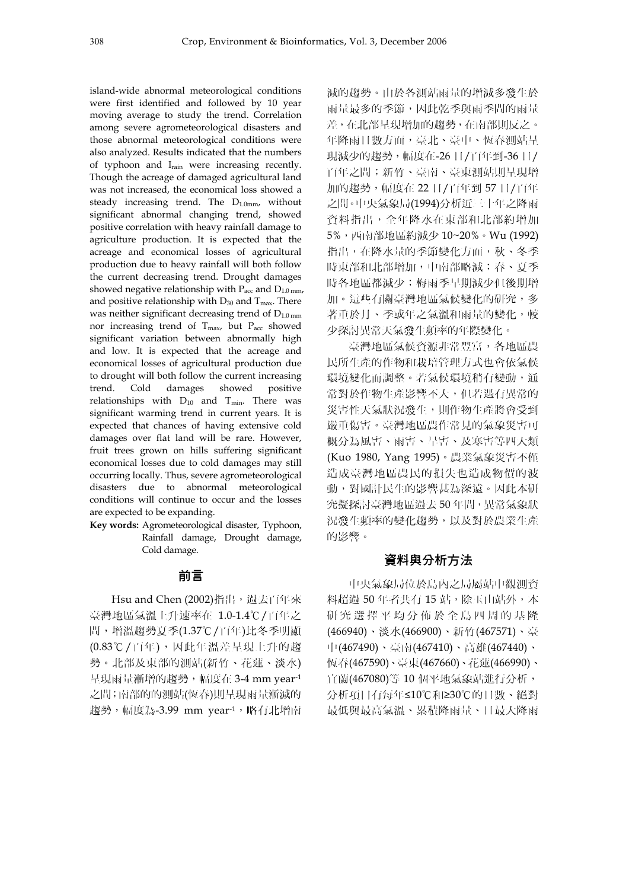island-wide abnormal meteorological conditions were first identified and followed by 10 year moving average to study the trend. Correlation among severe agrometeorological disasters and those abnormal meteorological conditions were also analyzed. Results indicated that the numbers of typhoon and $I_{rain}$ were increasing recently. Though the acreage of damaged agricultural land was not increased, the economical loss showed a steady increasing trend. The $D_{1.0mm}$, without significant abnormal changing trend, showed positive correlation with heavy rainfall damage to agriculture production. It is expected that the acreage and economical losses of agricultural production due to heavy rainfall will both follow the current decreasing trend. Drought damages showed negative relationship with $P_{acc}$ and $D_{1.0\,mm}$, and positive relationship with $D_{30}$ and $T_{max}$. There was neither significant decreasing trend of $D_{1.0\,mm}$ nor increasing trend of $T_{max}$, but $P_{acc}$ showed significant variation between abnormally high and low. It is expected that the acreage and economical losses of agricultural production due to drought will both follow the current increasing trend. Cold damages showed positive relationships with $D_{10}$ and $T_{min}$. There was significant warming trend in current years. It is expected that chances of having extensive cold damages over flat land will be rare. However, fruit trees grown on hills suffering significant economical losses due to cold damages may still occurring locally. Thus, severe agrometeorological disasters due to abnormal meteorological conditions will continue to occur and the losses are expected to be expanding.

**Key words:** Agrometeorological disaster, Typhoon, Rainfall damage, Drought damage, Cold damage.

## 前言

Hsu and Chen (2002)指出，過去百年來臺灣地區氣溫上升速率在 1.0-1.4℃/百年之間，增溫趨勢夏季(1.37℃/百年)比冬季明顯(0.83℃/百年)，因此年溫差呈現上升的趨勢。北部及東部的測站(新竹、花蓮、淡水)呈現雨量漸增的趨勢，幅度在 3-4 mm year$^{-1}$之間；南部的的測站(恆春)則呈現雨量漸減的趨勢，幅度為-3.99 mm year$^{-1}$，略有北增南減的趨勢。由於各測站雨量的增減多發生於雨量最多的季節，因此乾季與雨季間的雨量差，在北部呈現增加的趨勢，在南部則反之。年降雨日數方面，臺北、臺中、恆春測站呈現減少的趨勢，幅度在-26 日/百年到-36 日/百年之間；新竹、臺南、臺東測站則呈現增加的趨勢，幅度在 22 日/百年到 57 日/百年之間。中央氣象局(1994)分析近三十年之降雨資料指出，全年降水在東部和北部約增加 5%，西南部地區約減少 10~20%。Wu (1992)指出，在降水量的季節變化方面，秋、冬季時東部和北部增加，中南部略減；春、夏季時各地區都減少；梅雨季早期減少但後期增加。這些有關臺灣地區氣候變化的研究，多著重於月、季或年之氣溫和雨量的變化，較少探討異常天氣發生頻率的年際變化。

臺灣地區氣候資源非常豐富，各地區農民所生產的作物和栽培管理方式也會依氣候環境變化而調整。若氣候環境稍有變動，通常對於作物生產影響不大，但若遇有異常的災害性天氣狀況發生，則作物生產將會受到嚴重傷害。臺灣地區農作常見的氣象災害可概分為風害、雨害、旱害、及寒害等四大類(Kuo 1980, Yang 1995)。農業氣象災害不僅造成臺灣地區農民的損失也造成物價的波動，對國計民生的影響甚為深遠。因此本研究擬探討臺灣地區過去 50 年間，異常氣象狀況發生頻率的變化趨勢，以及對於農業生產的影響。

## 資料與分析方法

中央氣象局位於島內之局屬站中觀測資料超過 50 年者共有 15 站，除玉山站外，本研究選擇平均分佈於全島四周的基隆(466940)、淡水(466900)、新竹(467571)、臺中(467490)、臺南(467410)、高雄(467440)、恆春(467590)、臺東(467660)、花蓮(466990)、宜蘭(467080)等 10 個平地氣象站進行分析，分析項目有每年≤10℃和≥30℃的日數、絕對最低與最高氣溫、累積降雨量、日最大降雨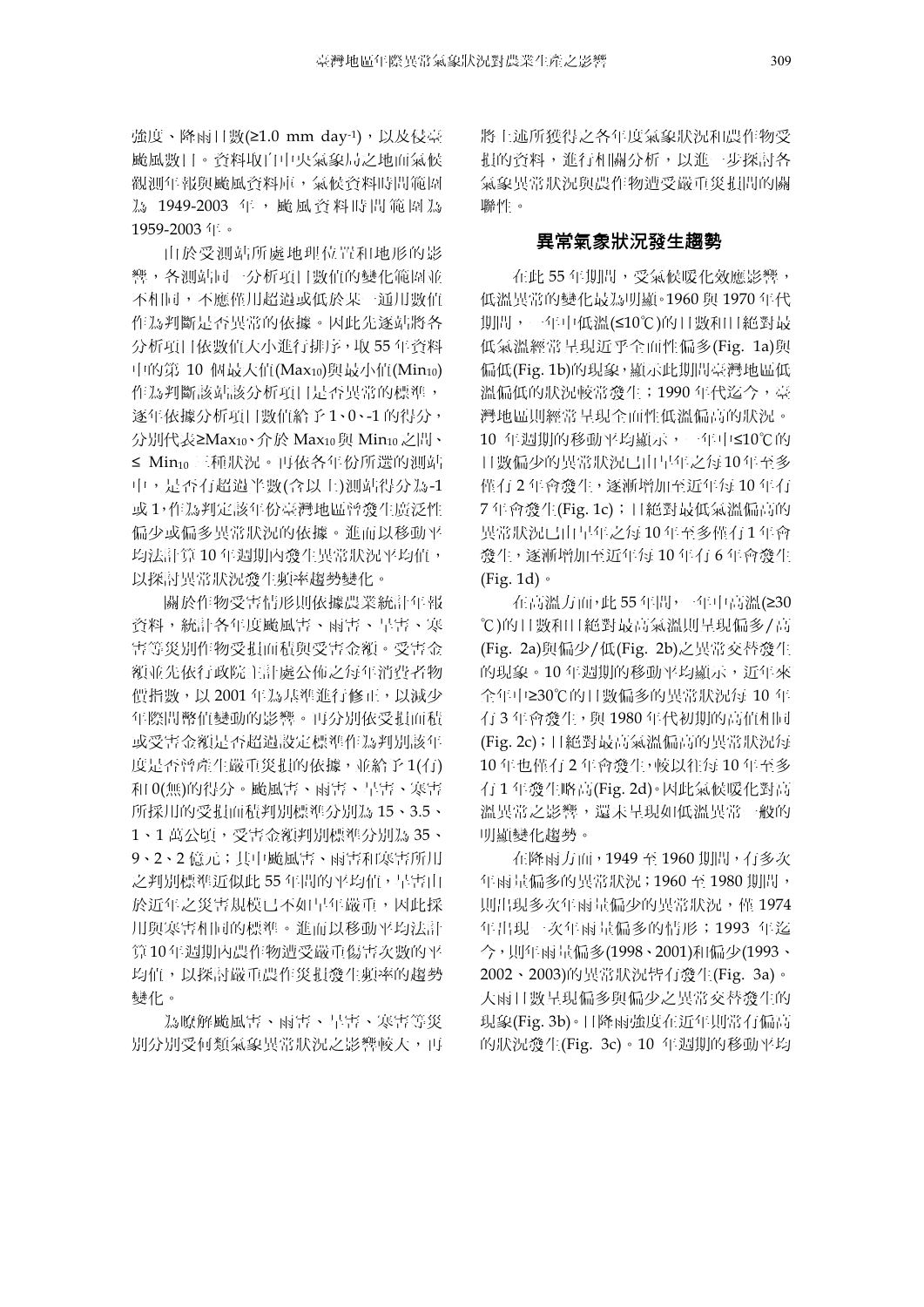強度、降雨日數(≥1.0 mm day$^{-1}$)，以及侵臺颱風數目。資料取自中央氣象局之地面氣候觀測年報與颱風資料庫，氣候資料時間範圍為 1949-2003 年，颱風資料時間範圍為 1959-2003 年。

由於受測站所處地理位置和地形的影響，各測站同一分析項目數值的變化範圍並不相同，不應僅用超過或低於某一通用數值作為判斷是否異常的依據。因此先逐站將各分析項目依數值大小進行排序，取 55 年資料中的第 10 個最大值($Max_{10}$)與最小值($Min_{10}$)作為判斷該站該分析項目是否異常的標準，逐年依據分析項目數值給予 1、0、-1 的得分，分別代表≥$Max_{10}$、介於 $Max_{10}$ 與 $Min_{10}$ 之間、≤ $Min_{10}$ 三種狀況。再依各年份所選的測站中，是否有超過半數(含以上)測站得分為-1 或 1，作為判定該年份臺灣地區曾發生廣泛性偏少或偏多異常狀況的依據。進而以移動平均法計算 10 年週期內發生異常狀況平均值，以探討異常狀況發生頻率趨勢變化。

關於作物受害情形則依據農業統計年報資料，統計各年度颱風害、雨害、旱害、寒害等災別作物受損面積與受害金額。受害金額並先依行政院主計處公佈之每年消費者物價指數，以 2001 年為基準進行修正，以減少年際間幣值變動的影響。再分別依受損面積或受害金額是否超過設定標準作為判別該年度是否曾產生嚴重災損的依據，並給予 1(有)和 0(無)的得分。颱風害、雨害、旱害、寒害所採用的受損面積判別標準分別為 15、3.5、1、1 萬公頃，受害金額判別標準分別為 35、9、2、2 億元；其中颱風害、雨害和寒害所用之判別標準近似此 55 年間的平均值，旱害由於近年之災害規模已不如早年嚴重，因此採用與寒害相同的標準。進而以移動平均法計算 10 年週期內農作物遭受嚴重傷害次數的平均值，以探討嚴重農作災損發生頻率的趨勢變化。

為瞭解颱風害、雨害、旱害、寒害等災別分別受何類氣象異常狀況之影響較大，再將上述所獲得之各年度氣象狀況和農作物受損的資料，進行相關分析，以進一步探討各氣象異常狀況與農作物遭受嚴重災損間的關聯性。

## 異常氣象狀況發生趨勢

在此 55 年期間，受氣候暖化效應影響，低溫異常的變化最為明顯。1960 與 1970 年代期間，一年中低溫(≤10℃)的日數和日絕對最低氣溫經常呈現近乎全面性偏多(Fig. 1a)與偏低(Fig. 1b)的現象，顯示此期間臺灣地區低溫偏低的狀況較常發生；1990 年代迄今，臺灣地區則經常呈現全面性低溫偏高的狀況。10 年週期的移動平均顯示，一年中≤10℃的日數偏少的異常狀況已由早年之每 10 年至多僅有 2 年會發生，逐漸增加至近年每 10 年有 7 年會發生(Fig. 1c)；日絕對最低氣溫偏高的異常狀況已由早年之每 10 年至多僅有 1 年會發生，逐漸增加至近年每 10 年有 6 年會發生(Fig. 1d)。

在高溫方面，此 55 年間，一年中高溫(≥30℃)的日數和日絕對最高氣溫則呈現偏多/高(Fig. 2a)與偏少/低(Fig. 2b)之異常交替發生的現象。10 年週期的移動平均顯示，近年來全年中≥30℃的日數偏多的異常狀況每 10 年有 3 年會發生，與 1980 年代初期的高值相同(Fig. 2c)；日絕對最高氣溫偏高的異常狀況每 10 年也僅有 2 年會發生，較以往每 10 年至多有 1 年發生略高(Fig. 2d)。因此氣候暖化對高溫異常之影響，還未呈現如低溫異常一般的明顯變化趨勢。

在降雨方面，1949 至 1960 期間，有多次年雨量偏多的異常狀況；1960 至 1980 期間，則出現多次年雨量偏少的異常狀況，僅 1974 年出現一次年雨量偏多的情形；1993 年迄今，則年雨量偏多(1998、2001)和偏少(1993、2002、2003)的異常狀況皆有發生(Fig. 3a)。大雨日數呈現偏多與偏少之異常交替發生的現象(Fig. 3b)。日降雨強度在近年則常有偏高的狀況發生(Fig. 3c)。10 年週期的移動平均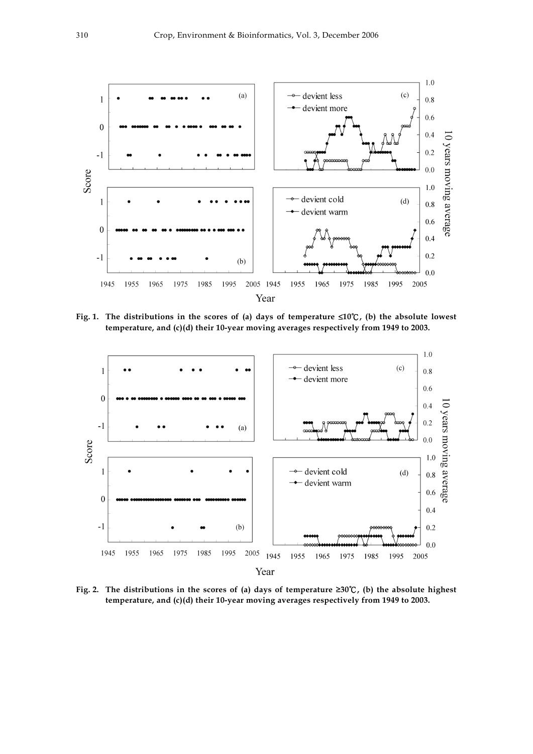Fig. 1. The distributions in the scores of (a) days of temperature ≤10℃, (b) the absolute lowest temperature, and (c)(d) their 10-year moving averages respectively from 1949 to 2003.

Fig. 2. The distributions in the scores of (a) days of temperature ≥30℃, (b) the absolute highest temperature, and (c)(d) their 10-year moving averages respectively from 1949 to 2003.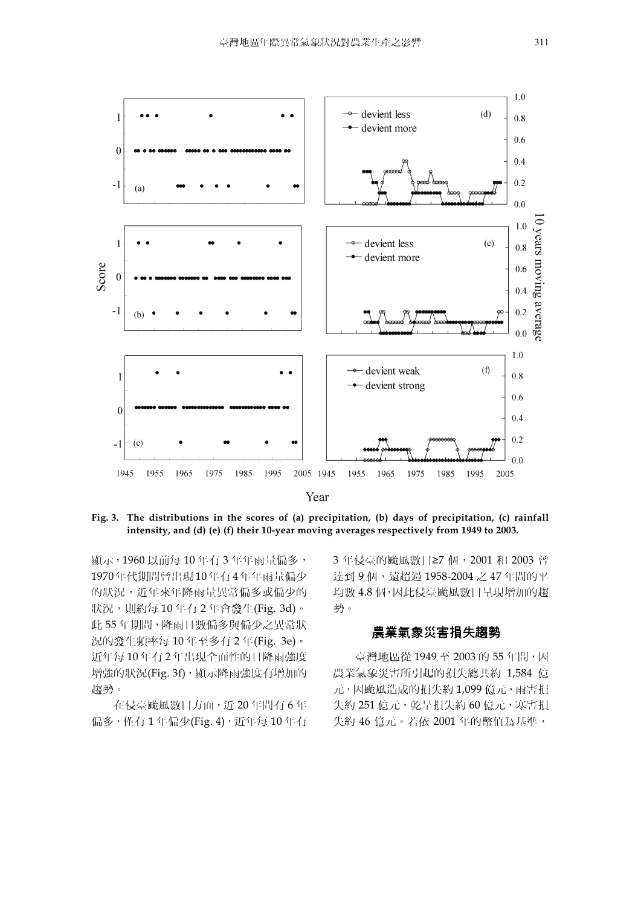Fig. 3. The distributions in the scores of (a) precipitation, (b) days of precipitation, (c) rainfall intensity, and (d) (e) (f) their 10-year moving averages respectively from 1949 to 2003.

顯示，1960 以前每 10 年有 3 年年雨量偏多，1970 年代期間曾出現 10 年有 4 年年雨量偏少的狀況，近年來年降雨量異常偏多或偏少的狀況，則約每 10 年有 2 年會發生(Fig. 3d)。此 55 年期間，降雨日數偏多與偏少之異常狀況的發生頻率每 10 年至多有 2 年(Fig. 3e)。近年每 10 年有 2 年出現全面性的日降雨強度增強的狀況(Fig. 3f)，顯示降雨強度有增加的趨勢。

在侵臺颱風數目方面，近 20 年間有 6 年偏多，僅有 1 年偏少(Fig. 4)，近年每 10 年有 3 年侵臺的颱風數目≥7 個，2001 和 2003 曾達到 9 個，遠超過 1958-2004 之 47 年間的平均數 4.8 個，因此侵臺颱風數目呈現增加的趨勢。

## 農業氣象災害損失趨勢

臺灣地區從 1949 至 2003 的 55 年間，因農業氣象災害所引起的損失總共約 1,584 億元，因颱風造成的損失約 1,099 億元，雨害損失約 251 億元，乾旱損失約 60 億元，寒害損失約 46 億元。若依 2001 年的幣值為基準，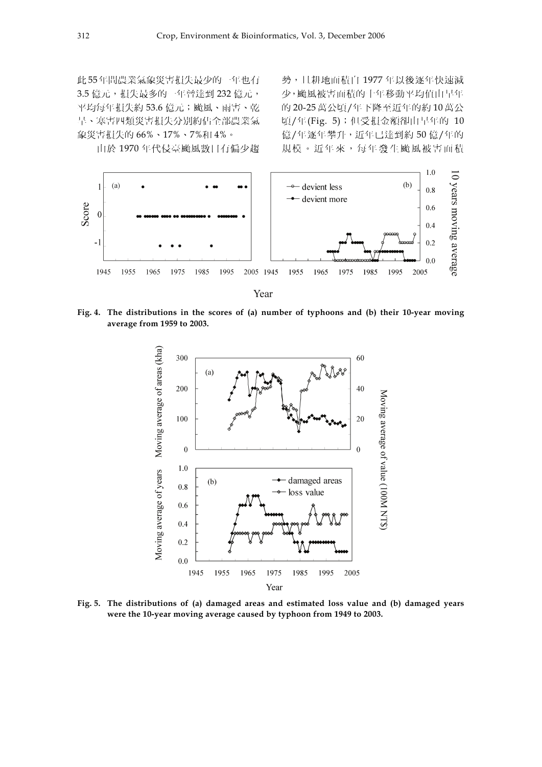此55年間農業氣象災害損失最少的一年也有3.5億元，損失最多的一年曾達到232億元，平均每年損失約53.6億元；颱風、雨害、乾旱、寒害四類災害損失分別約佔全部農業氣象災害損失的66%、17%、7%和4%。

由於1970年代侵臺颱風數目有偏少趨勢，且耕地面積自1977年以後逐年快速減少，颱風被害面積的十年移動平均值由早年的20-25萬公頃/年下降至近年的約10萬公頃/年(Fig. 5)；但受損金額卻由早年的10億/年逐年攀升，近年已達到約50億/年的規模。近年來，每年發生颱風被害面積

**Fig. 4. The distributions in the scores of (a) number of typhoons and (b) their 10-year moving average from 1959 to 2003.**

**Fig. 5. The distributions of (a) damaged areas and estimated loss value and (b) damaged years were the 10-year moving average caused by typhoon from 1949 to 2003.**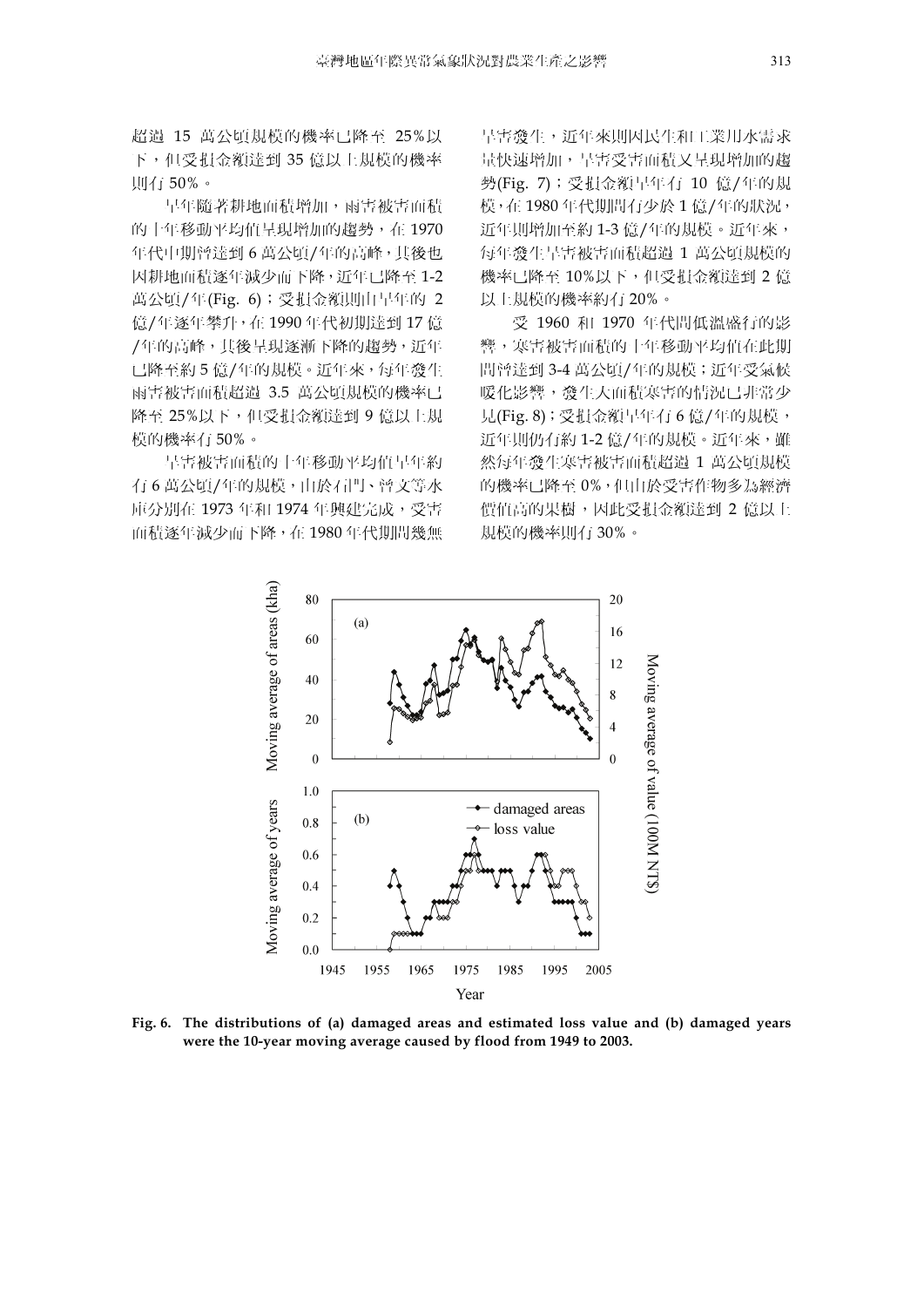超過 15 萬公頃規模的機率已降至 25%以下，但受損金額達到 35 億以上規模的機率則有 50%。

旱年隨著耕地面積增加，雨害被害面積的十年移動平均值呈現增加的趨勢，在 1970 年代中期曾達到 6 萬公頃/年的高峰，其後也因耕地面積逐年減少而下降，近年已降至 1-2 萬公頃/年(Fig. 6)；受損金額則由旱年的 2 億/年逐年攀升，在 1990 年代初期達到 17 億/年的高峰，其後呈現逐漸下降的趨勢，近年已降至約 5 億/年的規模。近年來，每年發生雨害被害面積超過 3.5 萬公頃規模的機率已降至 25%以下，但受損金額達到 9 億以上規模的機率有 50%。

旱害被害面積的十年移動平均值旱年約有 6 萬公頃/年的規模，由於石門、曾文等水庫分別在 1973 年和 1974 年興建完成，受害面積逐年減少而下降，在 1980 年代期間幾無旱害發生，近年來則因民生和工業用水需求量快速增加，旱害受害面積又呈現增加的趨勢(Fig. 7)；受損金額旱年有 10 億/年的規模，在 1980 年代期間有少於 1 億/年的狀況，近年則增加至約 1-3 億/年的規模。近年來，每年發生旱害被害面積超過 1 萬公頃規模的機率已降至 10%以下，但受損金額達到 2 億以上規模的機率約有 20%。

受 1960 和 1970 年代間低溫盛行的影響，寒害被害面積的十年移動平均值在此期間曾達到 3-4 萬公頃/年的規模；近年受氣候暖化影響，發生大面積寒害的情況已非常少見(Fig. 8)；受損金額旱年有 6 億/年的規模，近年則仍有約 1-2 億/年的規模。近年來，雖然每年發生寒害被害面積超過 1 萬公頃規模的機率已降至 0%，但由於受害作物多為經濟價值高的果樹，因此受損金額達到 2 億以上規模的機率則有 30%。

**Fig. 6. The distributions of (a) damaged areas and estimated loss value and (b) damaged years were the 10-year moving average caused by flood from 1949 to 2003.**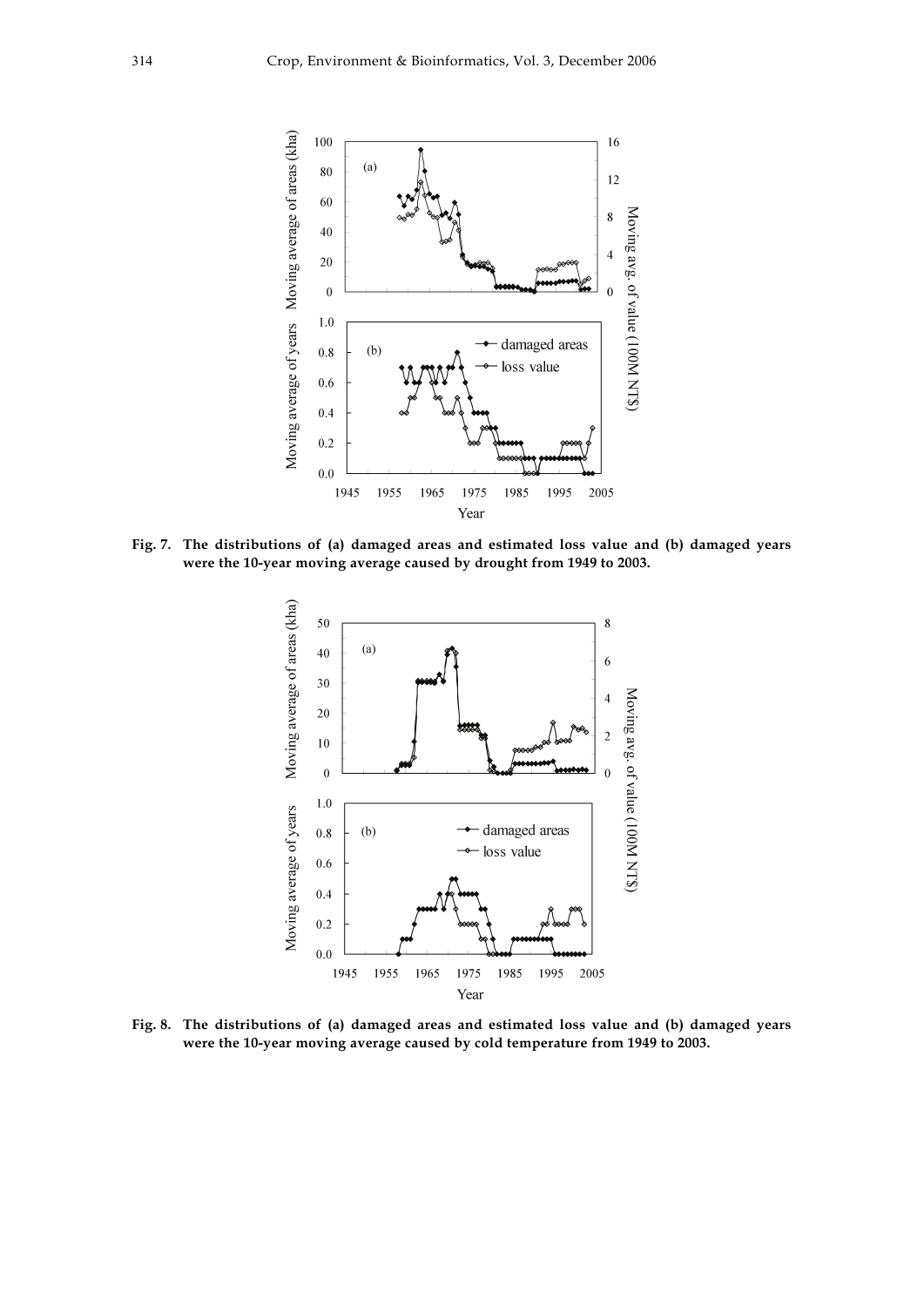**Fig. 7. The distributions of (a) damaged areas and estimated loss value and (b) damaged years were the 10-year moving average caused by drought from 1949 to 2003.**

**Fig. 8. The distributions of (a) damaged areas and estimated loss value and (b) damaged years were the 10-year moving average caused by cold temperature from 1949 to 2003.**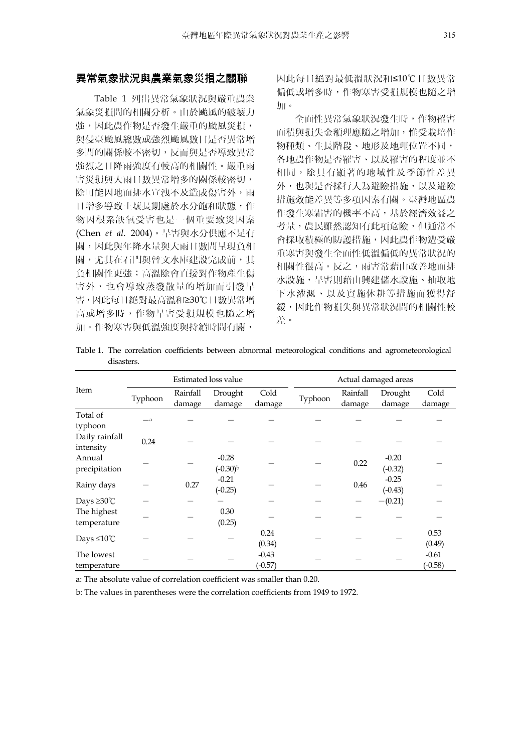## 異常氣象狀況與農業氣象災損之關聯

Table 1 列出異常氣象狀況與嚴重農業氣象災損間的相關分析。由於颱風的破壞力強，因此農作物是否發生嚴重的颱風災損，與侵臺颱風總數或強烈颱風數目是否異常增多間的關係較不密切，反而與是否導致異常強烈之日降雨強度有較高的相關性。嚴重雨害災損與大雨日數異常增多的關係較密切，除可能因地面排水宣洩不及造成傷害外，雨日增多導致土壤長期處於水分飽和狀態，作物因根系缺氧受害也是一個重要致災因素(Chen *et al*. 2004)。旱害與水分供應不足有關，因此與年降水量與大雨日數間呈現負相關，尤其在石門與曾文水庫建設完成前，其負相關性更強；高溫除會直接對作物產生傷害外，也會導致蒸發散量的增加而引發旱害，因此每日絕對最高溫和≥30℃日數異常增高或增多時，作物旱害受損規模也隨之增加。作物寒害與低溫強度與持續時間有關，因此每日絕對最低溫狀況和≤10℃日數異常偏低或增多時，作物寒害受損規模也隨之增加。

全面性異常氣象狀況發生時，作物罹害面積與損失金額理應隨之增加，惟受栽培作物種類、生長階段、地形及地理位置不同，各地農作物是否罹害、以及罹害的程度並不相同，除具有顯著的地域性及季節性差異外，也與是否採行人為避險措施，以及避險措施效能差異等多項因素有關。臺灣地區農作發生寒霜害的機率不高，基於經濟效益之考量，農民雖然認知有此項危險，但通常不會採取積極的防護措施，因此農作物遭受嚴重寒害與發生全面性低溫偏低的異常狀況的相關性很高。反之，雨害常藉由改善地面排水設施，旱害則藉由興建儲水設施、抽取地下水灌溉、以及實施休耕等措施而獲得舒緩，因此作物損失與異常狀況間的相關性較差。

Table 1. The correlation coefficients between abnormal meteorological conditions and agrometeorological disasters.

| Item | Estimated loss value | | | | Actual damaged areas | | | |
|---|---|---|---|---|---|---|---|---|
| | Typhoon | Rainfall damage | Drought damage | Cold damage | Typhoon | Rainfall damage | Drought damage | Cold damage |
| Total of typhoon | —[a] | — | — | — | — | — | — | — |
| Daily rainfall intensity | 0.24 | — | — | — | — | — | — | — |
| Annual precipitation | — | — | -0.28 (-0.30)[b] | — | — | 0.22 | -0.20 (-0.32) | — |
| Rainy days | — | 0.27 | -0.21 (-0.25) | — | — | 0.46 | -0.25 (-0.43) | — |
| Days ≥30℃ | — | — | — | — | — | — | —(0.21) | — |
| The highest temperature | — | — | 0.30 (0.25) | — | — | — | — | — |
| Days ≤10℃ | — | — | — | 0.24 (0.34) | — | — | — | 0.53 (0.49) |
| The lowest temperature | — | — | — | -0.43 (-0.57) | — | — | — | -0.61 (-0.58) |

a: The absolute value of correlation coefficient was smaller than 0.20.

b: The values in parentheses were the correlation coefficients from 1949 to 1972.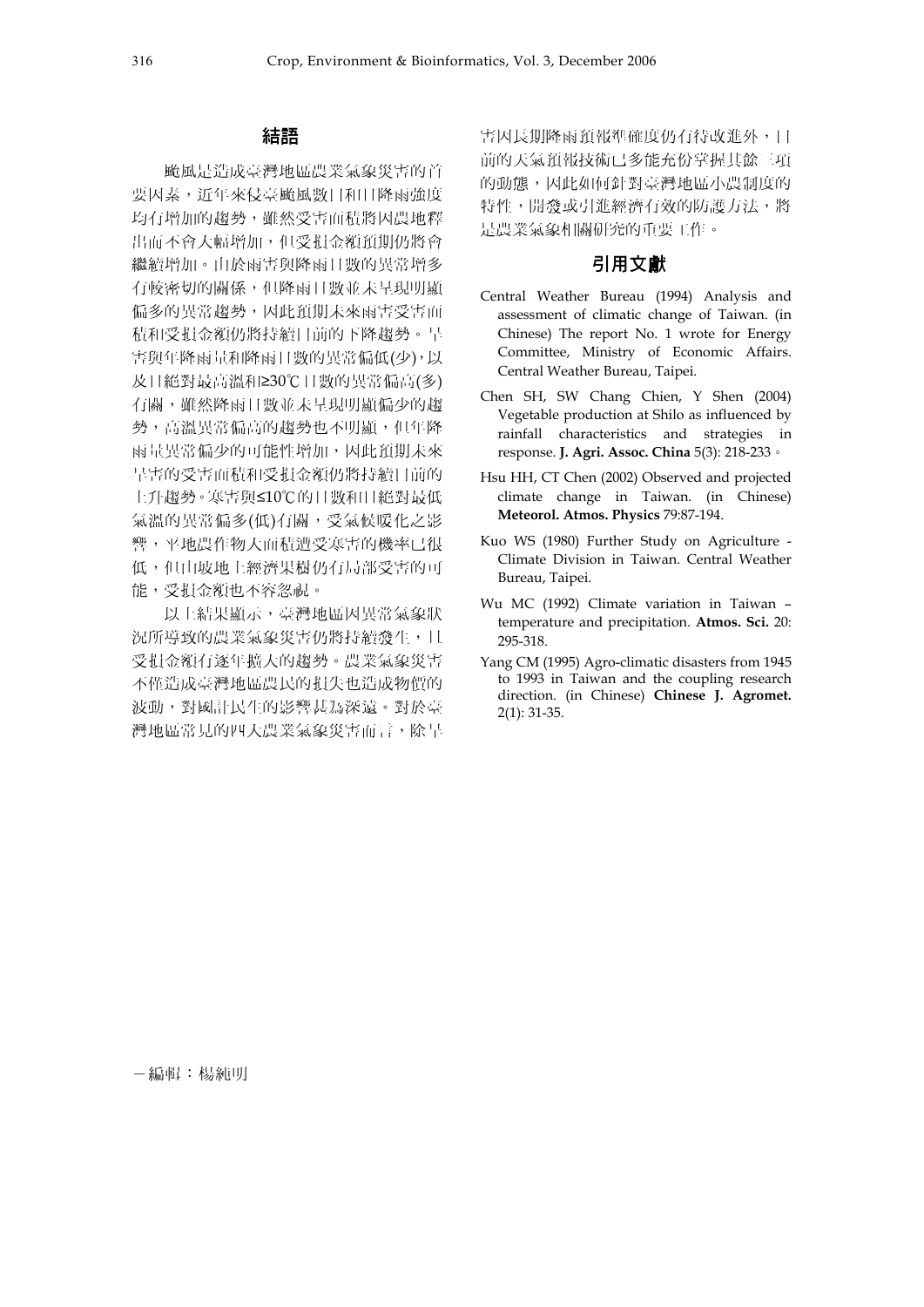## 結語

颱風是造成臺灣地區農業氣象災害的首要因素，近年來侵臺颱風數目和日降雨強度均有增加的趨勢，雖然受害面積將因農地釋出而不會大幅增加，但受損金額預期仍將會繼續增加。由於雨害與降雨日數的異常增多有較密切的關係，但降雨日數並未呈現明顯偏多的異常趨勢，因此預期未來雨害受害面積和受損金額仍將持續目前的下降趨勢。旱害與年降雨量和降雨日數的異常偏低(少)，以及日絕對最高溫和≥30℃日數的異常偏高(多)有關，雖然降雨日數並未呈現明顯偏少的趨勢，高溫異常偏高的趨勢也不明顯，但年降雨量異常偏少的可能性增加，因此預期未來旱害的受害面積和受損金額仍將持續目前的上升趨勢。寒害與≤10℃的日數和日絕對最低氣溫的異常偏多(低)有關，受氣候暖化之影響，平地農作物大面積遭受寒害的機率已很低，但山坡地上經濟果樹仍有局部受害的可能，受損金額也不容忽視。

以上結果顯示，臺灣地區因異常氣象狀況所導致的農業氣象災害仍將持續發生，且受損金額有逐年擴大的趨勢。農業氣象災害不僅造成臺灣地區農民的損失也造成物價的波動，對國計民生的影響甚為深遠。對於臺灣地區常見的四大農業氣象災害而言，除旱害因長期降雨預報準確度仍有待改進外，目前的天氣預報技術已多能充份掌握其餘三項的動態，因此如何針對臺灣地區小農制度的特性，開發或引進經濟有效的防護方法，將是農業氣象相關研究的重要工作。

## 引用文獻

Central Weather Bureau (1994) Analysis and assessment of climatic change of Taiwan. (in Chinese) The report No. 1 wrote for Energy Committee, Ministry of Economic Affairs. Central Weather Bureau, Taipei.

Chen SH, SW Chang Chien, Y Shen (2004) Vegetable production at Shilo as influenced by rainfall characteristics and strategies in response. **J. Agri. Assoc. China** 5(3): 218-233。

Hsu HH, CT Chen (2002) Observed and projected climate change in Taiwan. (in Chinese) **Meteorol. Atmos. Physics** 79:87-194.

Kuo WS (1980) Further Study on Agriculture - Climate Division in Taiwan. Central Weather Bureau, Taipei.

Wu MC (1992) Climate variation in Taiwan – temperature and precipitation. **Atmos. Sci.** 20: 295-318.

Yang CM (1995) Agro-climatic disasters from 1945 to 1993 in Taiwan and the coupling research direction. (in Chinese) **Chinese J. Agromet.** 2(1): 31-35.

－編輯：楊純明